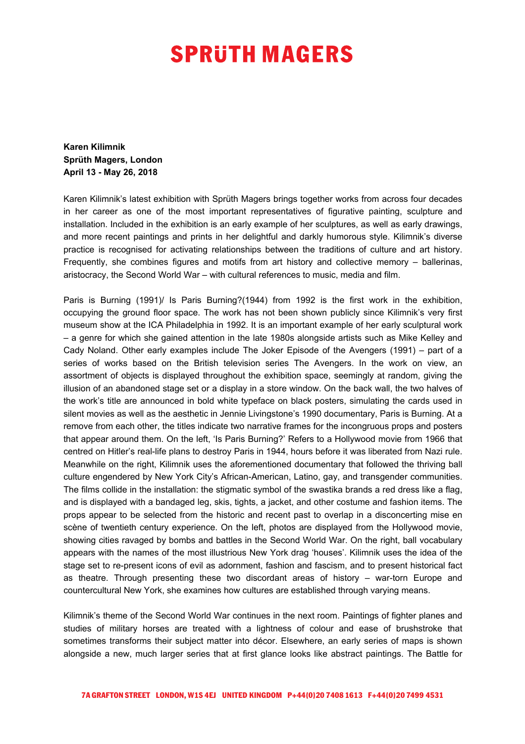# SPRÜTH MAGERS

**Karen Kilimnik**
**Sprüth Magers, London**
**April 13 - May 26, 2018**

Karen Kilimnik's latest exhibition with Sprüth Magers brings together works from across four decades in her career as one of the most important representatives of figurative painting, sculpture and installation. Included in the exhibition is an early example of her sculptures, as well as early drawings, and more recent paintings and prints in her delightful and darkly humorous style. Kilimnik's diverse practice is recognised for activating relationships between the traditions of culture and art history. Frequently, she combines figures and motifs from art history and collective memory – ballerinas, aristocracy, the Second World War – with cultural references to music, media and film.

Paris is Burning (1991)/ Is Paris Burning?(1944) from 1992 is the first work in the exhibition, occupying the ground floor space. The work has not been shown publicly since Kilimnik's very first museum show at the ICA Philadelphia in 1992. It is an important example of her early sculptural work – a genre for which she gained attention in the late 1980s alongside artists such as Mike Kelley and Cady Noland. Other early examples include The Joker Episode of the Avengers (1991) – part of a series of works based on the British television series The Avengers. In the work on view, an assortment of objects is displayed throughout the exhibition space, seemingly at random, giving the illusion of an abandoned stage set or a display in a store window. On the back wall, the two halves of the work's title are announced in bold white typeface on black posters, simulating the cards used in silent movies as well as the aesthetic in Jennie Livingstone's 1990 documentary, Paris is Burning. At a remove from each other, the titles indicate two narrative frames for the incongruous props and posters that appear around them. On the left, 'Is Paris Burning?' Refers to a Hollywood movie from 1966 that centred on Hitler's real-life plans to destroy Paris in 1944, hours before it was liberated from Nazi rule. Meanwhile on the right, Kilimnik uses the aforementioned documentary that followed the thriving ball culture engendered by New York City's African-American, Latino, gay, and transgender communities. The films collide in the installation: the stigmatic symbol of the swastika brands a red dress like a flag, and is displayed with a bandaged leg, skis, tights, a jacket, and other costume and fashion items. The props appear to be selected from the historic and recent past to overlap in a disconcerting mise en scène of twentieth century experience. On the left, photos are displayed from the Hollywood movie, showing cities ravaged by bombs and battles in the Second World War. On the right, ball vocabulary appears with the names of the most illustrious New York drag 'houses'. Kilimnik uses the idea of the stage set to re-present icons of evil as adornment, fashion and fascism, and to present historical fact as theatre. Through presenting these two discordant areas of history – war-torn Europe and countercultural New York, she examines how cultures are established through varying means.

Kilimnik's theme of the Second World War continues in the next room. Paintings of fighter planes and studies of military horses are treated with a lightness of colour and ease of brushstroke that sometimes transforms their subject matter into décor. Elsewhere, an early series of maps is shown alongside a new, much larger series that at first glance looks like abstract paintings. The Battle for

7A GRAFTON STREET LONDON, W1S 4EJ UNITED KINGDOM P+44(0)20 7408 1613 F+44(0)20 7499 4531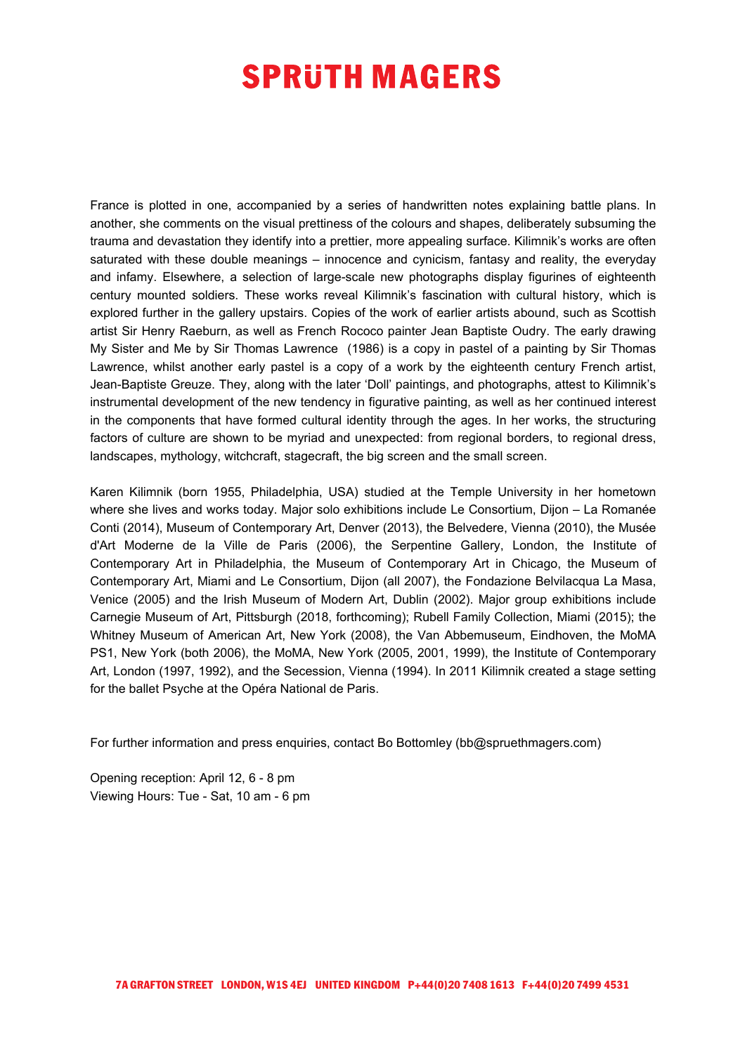France is plotted in one, accompanied by a series of handwritten notes explaining battle plans. In another, she comments on the visual prettiness of the colours and shapes, deliberately subsuming the trauma and devastation they identify into a prettier, more appealing surface. Kilimnik's works are often saturated with these double meanings – innocence and cynicism, fantasy and reality, the everyday and infamy. Elsewhere, a selection of large-scale new photographs display figurines of eighteenth century mounted soldiers. These works reveal Kilimnik's fascination with cultural history, which is explored further in the gallery upstairs. Copies of the work of earlier artists abound, such as Scottish artist Sir Henry Raeburn, as well as French Rococo painter Jean Baptiste Oudry. The early drawing My Sister and Me by Sir Thomas Lawrence (1986) is a copy in pastel of a painting by Sir Thomas Lawrence, whilst another early pastel is a copy of a work by the eighteenth century French artist, Jean-Baptiste Greuze. They, along with the later 'Doll' paintings, and photographs, attest to Kilimnik's instrumental development of the new tendency in figurative painting, as well as her continued interest in the components that have formed cultural identity through the ages. In her works, the structuring factors of culture are shown to be myriad and unexpected: from regional borders, to regional dress, landscapes, mythology, witchcraft, stagecraft, the big screen and the small screen.

Karen Kilimnik (born 1955, Philadelphia, USA) studied at the Temple University in her hometown where she lives and works today. Major solo exhibitions include Le Consortium, Dijon – La Romanée Conti (2014), Museum of Contemporary Art, Denver (2013), the Belvedere, Vienna (2010), the Musée d'Art Moderne de la Ville de Paris (2006), the Serpentine Gallery, London, the Institute of Contemporary Art in Philadelphia, the Museum of Contemporary Art in Chicago, the Museum of Contemporary Art, Miami and Le Consortium, Dijon (all 2007), the Fondazione Belvilacqua La Masa, Venice (2005) and the Irish Museum of Modern Art, Dublin (2002). Major group exhibitions include Carnegie Museum of Art, Pittsburgh (2018, forthcoming); Rubell Family Collection, Miami (2015); the Whitney Museum of American Art, New York (2008), the Van Abbemuseum, Eindhoven, the MoMA PS1, New York (both 2006), the MoMA, New York (2005, 2001, 1999), the Institute of Contemporary Art, London (1997, 1992), and the Secession, Vienna (1994). In 2011 Kilimnik created a stage setting for the ballet Psyche at the Opéra National de Paris.

For further information and press enquiries, contact Bo Bottomley (bb@spruethmagers.com)

Opening reception: April 12, 6 - 8 pm
Viewing Hours: Tue - Sat, 10 am - 6 pm